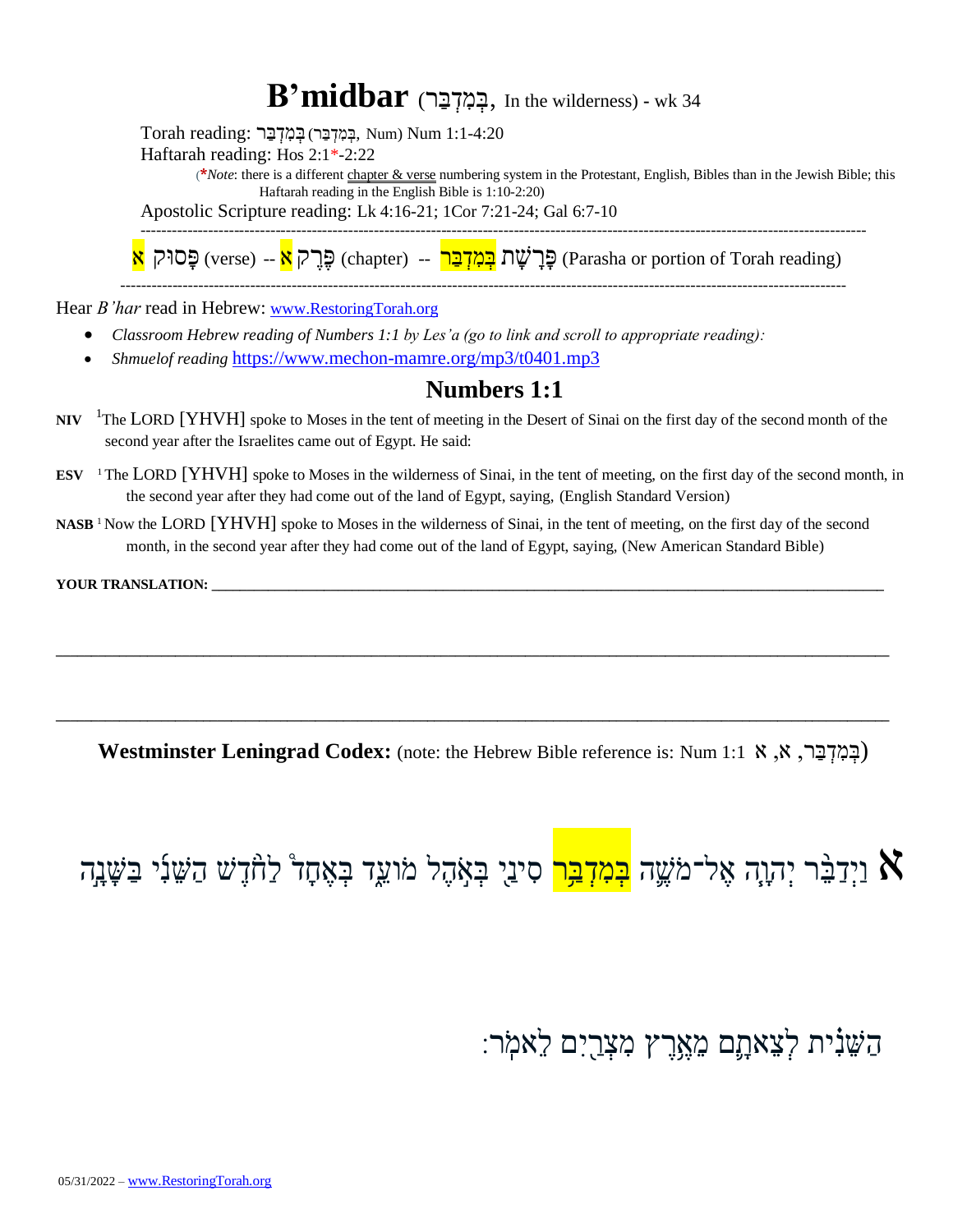# B'midbar (בְּמִדְבַּר, In the wilderness) - wk 34

Torah reading: בְּמִדְבַּר (בְּמִדְבַּר, Num) Num 1:1-4:20

Haftarah reading: Hos 2:1*-2:22

(*Note*: there is a different chapter & verse numbering system in the Protestant, English, Bibles than in the Jewish Bible; this Haftarah reading in the English Bible is 1:10-2:20)

Apostolic Scripture reading: Lk 4:16-21; 1Cor 7:21-24; Gal 6:7-10

---

א פָּסוּק (verse) -- א פֶּרֶק (chapter) -- בְּמִדְבַּר פָּרָשַׁת (Parasha or portion of Torah reading)

---

Hear *B'har* read in Hebrew: www.RestoringTorah.org

- *Classroom Hebrew reading of Numbers 1:1 by Les'a (go to link and scroll to appropriate reading):*
- *Shmuelof reading* https://www.mechon-mamre.org/mp3/t0401.mp3

## Numbers 1:1

**NIV** [1]The LORD [YHVH] spoke to Moses in the tent of meeting in the Desert of Sinai on the first day of the second month of the second year after the Israelites came out of Egypt. He said:

**ESV** [1] The LORD [YHVH] spoke to Moses in the wilderness of Sinai, in the tent of meeting, on the first day of the second month, in the second year after they had come out of the land of Egypt, saying, (English Standard Version)

**NASB** [1] Now the LORD [YHVH] spoke to Moses in the wilderness of Sinai, in the tent of meeting, on the first day of the second month, in the second year after they had come out of the land of Egypt, saying, (New American Standard Bible)

**YOUR TRANSLATION:** ______________________________________________________________________________

______________________________________________________________________________

______________________________________________________________________________

**Westminster Leningrad Codex:** (note: the Hebrew Bible reference is: Num 1:1 בְּמִדְבַּר, א, א)

**א** וַיְדַבֵּר יְהוָה אֶל־מֹשֶׁה בְּמִדְבַּר סִינַי בְּאֹהֶל מוֹעֵד בְּאֶחָד לַחֹדֶשׁ הַשֵּׁנִי בַּשָּׁנָה הַשֵּׁנִית לְצֵאתָם מֵאֶרֶץ מִצְרַיִם לֵאמֹר׃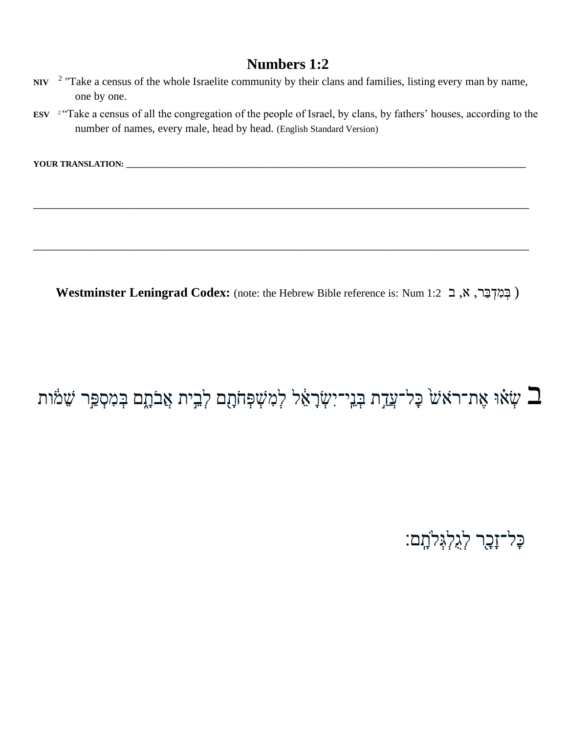# Numbers 1:2

**NIV** [2] "Take a census of the whole Israelite community by their clans and families, listing every man by name, one by one.

**ESV** [2] "Take a census of all the congregation of the people of Israel, by clans, by fathers' houses, according to the number of names, every male, head by head. (English Standard Version)

**YOUR TRANSLATION:** ______________________________________________________________________________

______________________________________________________________________________

______________________________________________________________________________

**Westminster Leningrad Codex:** (note: the Hebrew Bible reference is: Num 1:2 בְּמִדְבַּר, א, ב )

ב שְׂא֗וּ אֶת־רֹאשׁ֙ כָּל־עֲדַ֣ת בְּנֵֽי־יִשְׂרָאֵ֔ל לְמִשְׁפְּחֹתָ֖ם לְבֵ֣ית אֲבֹתָ֑ם בְּמִסְפַּ֣ר שֵׁמ֔וֹת

כָּל־זָכָ֖ר לְגֻלְגְּלֹתָֽם׃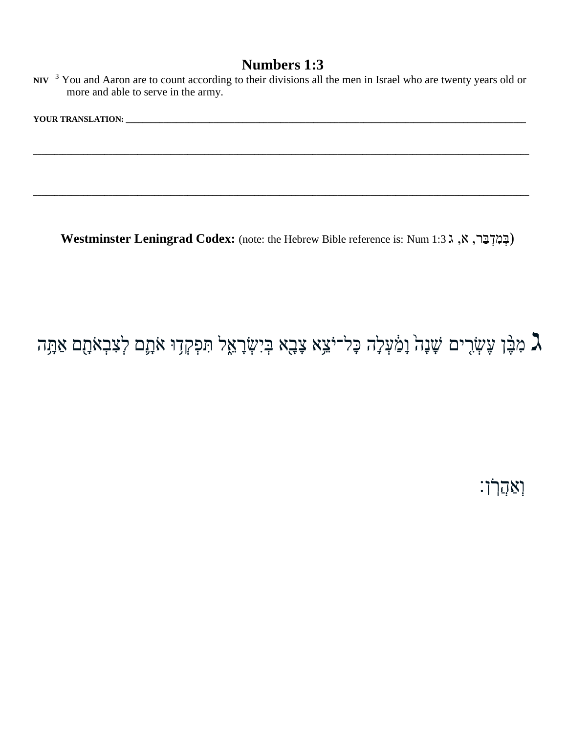# Numbers 1:3

NIV [3] You and Aaron are to count according to their divisions all the men in Israel who are twenty years old or more and able to serve in the army.

**YOUR TRANSLATION:** ___________________________________________________________________________

_______________________________________________________________________________________________

_______________________________________________________________________________________________

**Westminster Leningrad Codex:** (note: the Hebrew Bible reference is: Num 1:3 בְּמִדְבַּר, א, ג)

ג מִבֶּ֨ן עֶשְׂרִ֥ים שָׁנָה֙ וָמַ֔עְלָה כָּל־יֹצֵ֥א צָבָ֖א בְּיִשְׂרָאֵ֑ל תִּפְקְד֥וּ אֹתָ֛ם לְצִבְאֹתָ֖ם אַתָּ֥ה וְאַהֲרֹֽן׃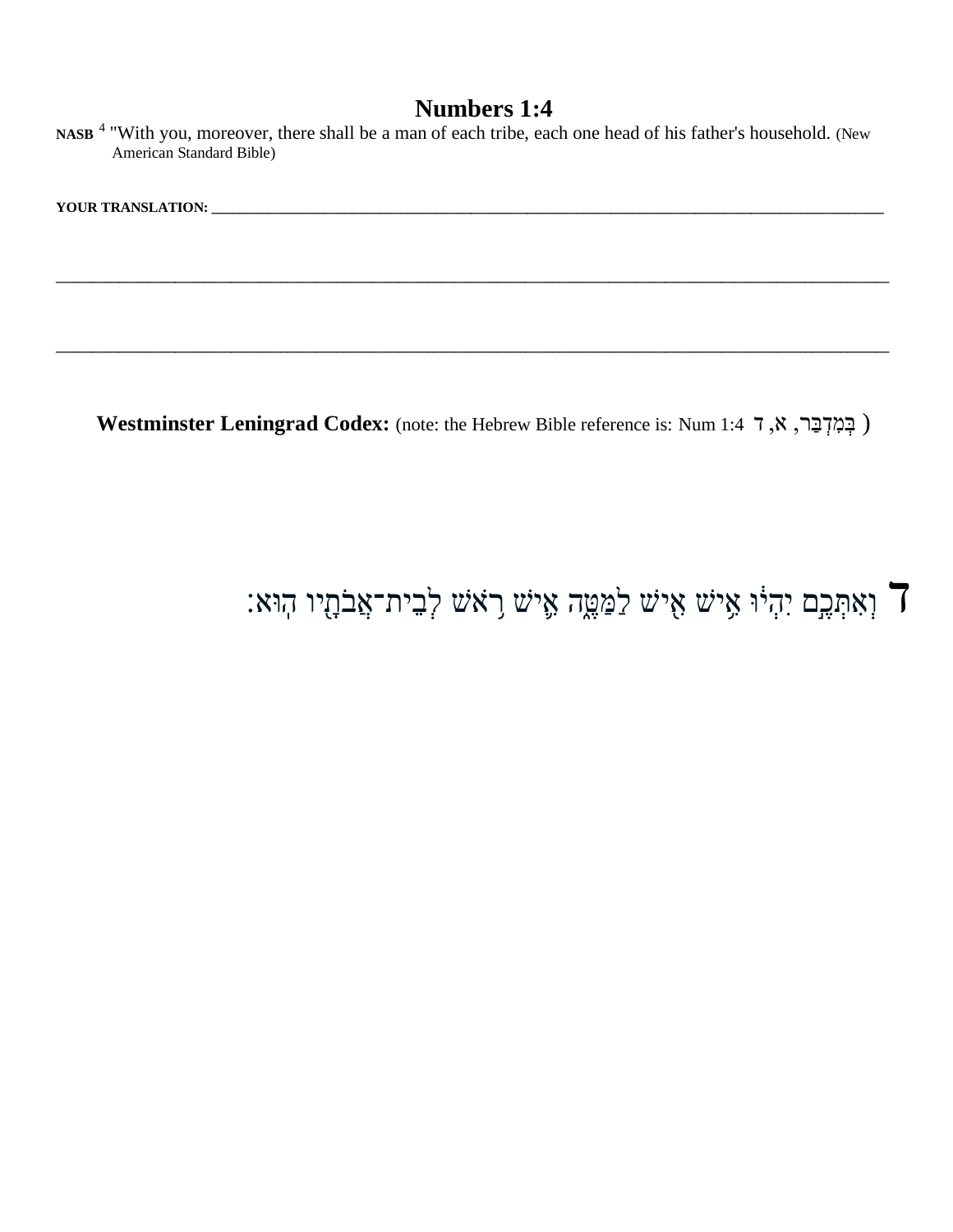# Numbers 1:4

**NASB** [4] "With you, moreover, there shall be a man of each tribe, each one head of his father's household. (New American Standard Bible)

**YOUR TRANSLATION:** ________________________________________________________________________________________________

________________________________________________________________________________________________

________________________________________________________________________________________________

**Westminster Leningrad Codex:** (note: the Hebrew Bible reference is: Num 1:4 בְּמִדְבַּר, א, ד )

ד וְאִתְּכֶ֣ם יִהְי֔וּ אִ֥ישׁ אִ֖ישׁ לַמַּטֶּ֑ה אִ֛ישׁ רֹ֥אשׁ לְבֵית־אֲבֹתָ֖יו הֽוּא׃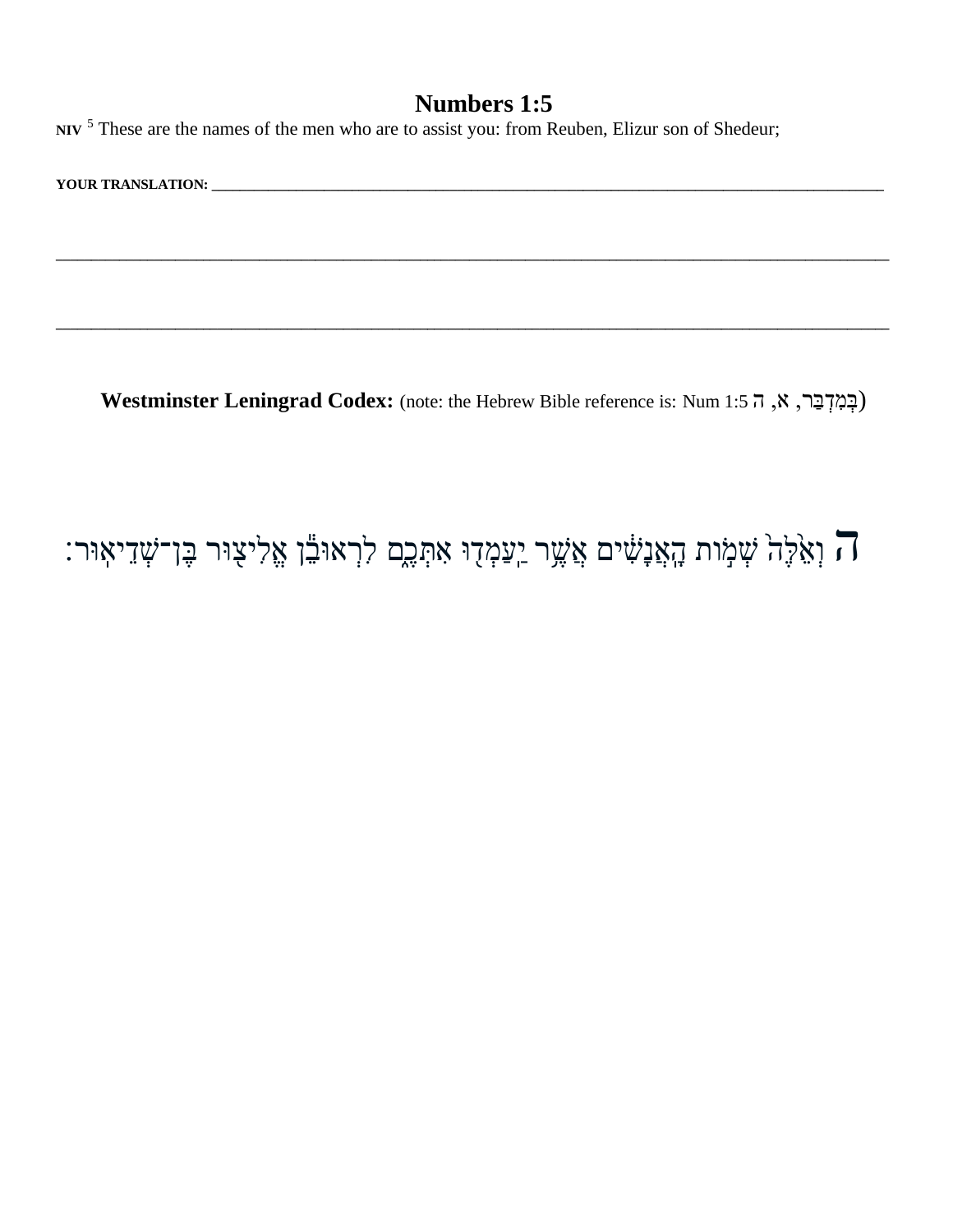# Numbers 1:5

**NIV** [5] These are the names of the men who are to assist you: from Reuben, Elizur son of Shedeur;

**YOUR TRANSLATION:** ______________________________________________________________________________

______________________________________________________________________________

______________________________________________________________________________

**Westminster Leningrad Codex:** (note: the Hebrew Bible reference is: Num 1:5 בְּמִדְבַּר, א, ה)

ה וְאֵ֨לֶּה֙ שְׁמ֣וֹת הָֽאֲנָשִׁ֔ים אֲשֶׁ֥ר יַֽעַמְד֖וּ אִתְּכֶ֑ם לִרְאוּבֵ֕ן אֱלִיצ֖וּר בֶּן־שְׁדֵיאֽוּר׃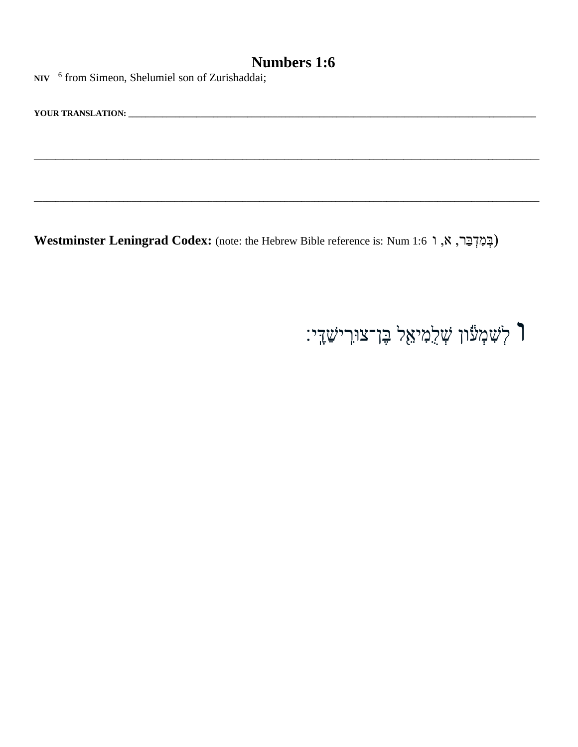# Numbers 1:6

**NIV** 6 from Simeon, Shelumiel son of Zurishaddai;

**YOUR TRANSLATION:** ______________________________________________________________________________

______________________________________________________________________________________________

______________________________________________________________________________________________

**Westminster Leningrad Codex:** (note: the Hebrew Bible reference is: Num 1:6 בְּמִדְבַּר, א, ו)

ו לְשִׁמְע֕וֹן שְׁלֻֽמִיאֵ֖ל בֶּן־צוּרִֽישַׁדָּֽי׃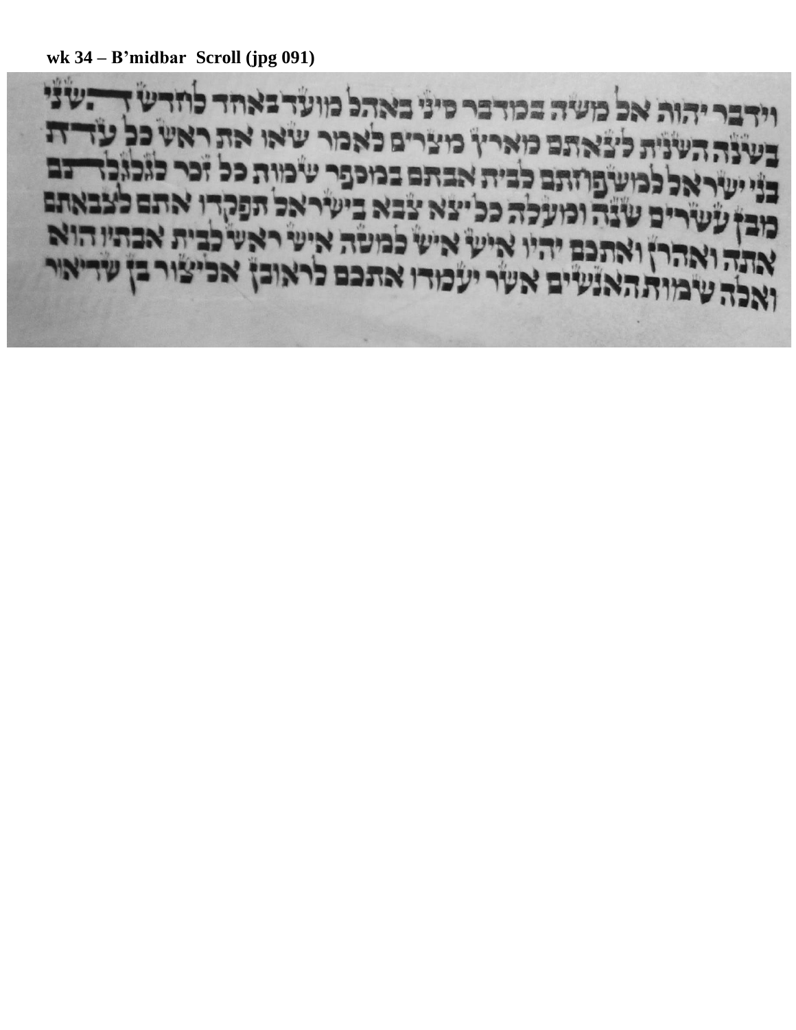**wk 34 – B'midbar Scroll (jpg 091)**

וידבר יהוה אל משה במדבר סיני באהל מועד באחד לחדש השני
בשנה השנית לצאתם מארץ מצרים לאמר שאו את ראש כל עדת
בני ישראל למשפחתם לבית אבתם במספר שמות כל זכר לגלגלתם
מבן עשרים שנה ומעלה כל יצא צבא בישראל תפקדו אתם לצבאתם
אתה ואהרן ואתכם יהיו איש איש למטה איש ראש לבית אבתיו הוא
ואלה שמות האנשים אשר יעמדו אתכם לראובן אליצור בן שדיאור